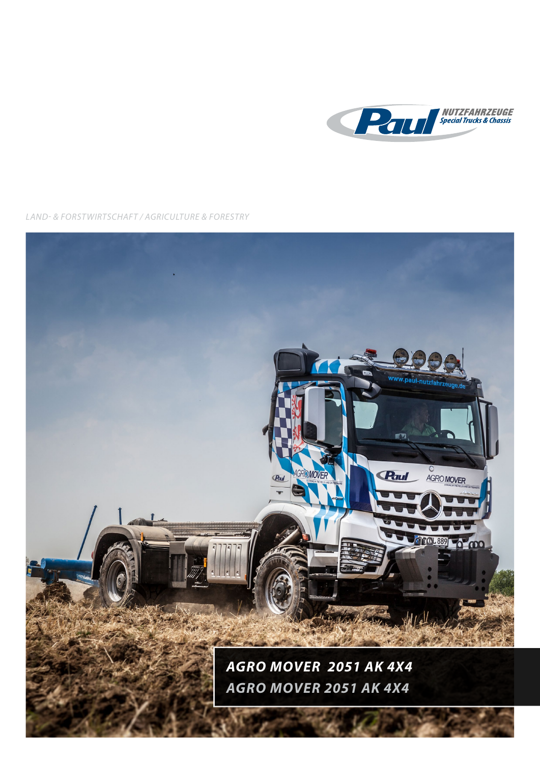NUTZFAHRZEUGE
Special Trucks & Chassis

*LAND- & FORSTWIRTSCHAFT / AGRICULTURE & FORESTRY*

# AGRO MOVER 2051 AK 4X4

# AGRO MOVER 2051 AK 4X4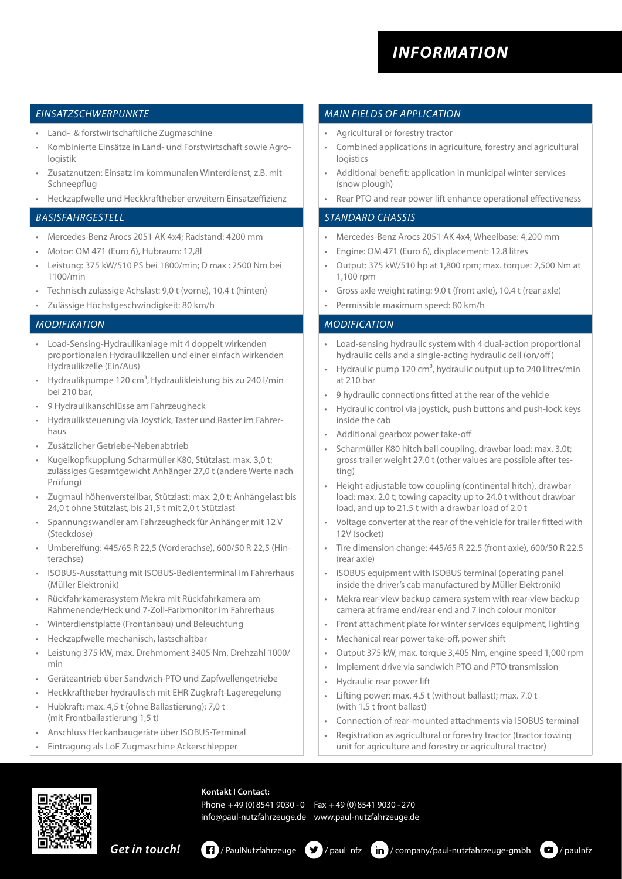# INFORMATION

## EINSATZSCHWERPUNKTE

- Land- & forstwirtschaftliche Zugmaschine
- Kombinierte Einsätze in Land- und Forstwirtschaft sowie Agrologistik
- Zusatznutzen: Einsatz im kommunalen Winterdienst, z.B. mit Schneepflug
- Heckzapfwelle und Heckkraftheber erweitern Einsatzeffizienz

## BASISFAHRGESTELL

- Mercedes-Benz Arocs 2051 AK 4x4; Radstand: 4200 mm
- Motor: OM 471 (Euro 6), Hubraum: 12,8l
- Leistung: 375 kW/510 PS bei 1800/min; D max : 2500 Nm bei 1100/min
- Technisch zulässige Achslast: 9,0 t (vorne), 10,4 t (hinten)
- Zulässige Höchstgeschwindigkeit: 80 km/h

## MODIFIKATION

- Load-Sensing-Hydraulikanlage mit 4 doppelt wirkenden proportionalen Hydraulikzellen und einer einfach wirkenden Hydraulikzelle (Ein/Aus)
- Hydraulikpumpe 120 cm³, Hydraulikleistung bis zu 240 l/min bei 210 bar,
- 9 Hydraulikanschlüsse am Fahrzeugheck
- Hydrauliksteuerung via Joystick, Taster und Raster im Fahrerhaus
- Zusätzlicher Getriebe-Nebenabtrieb
- Kugelkopfkupplung Scharmüller K80, Stützlast: max. 3,0 t; zulässiges Gesamtgewicht Anhänger 27,0 t (andere Werte nach Prüfung)
- Zugmaul höhenverstellbar, Stützlast: max. 2,0 t; Anhängelast bis 24,0 t ohne Stützlast, bis 21,5 t mit 2,0 t Stützlast
- Spannungswandler am Fahrzeugheck für Anhänger mit 12 V (Steckdose)
- Umbereifung: 445/65 R 22,5 (Vorderachse), 600/50 R 22,5 (Hinterachse)
- ISOBUS-Ausstattung mit ISOBUS-Bedienterminal im Fahrerhaus (Müller Elektronik)
- Rückfahrkamerasystem Mekra mit Rückfahrkamera am Rahmenende/Heck und 7-Zoll-Farbmonitor im Fahrerhaus
- Winterdienstplatte (Frontanbau) und Beleuchtung
- Heckzapfwelle mechanisch, lastschaltbar
- Leistung 375 kW, max. Drehmoment 3405 Nm, Drehzahl 1000/min
- Geräteantrieb über Sandwich-PTO und Zapfwellengetriebe
- Heckkraftheber hydraulisch mit EHR Zugkraft-Lageregelung
- Hubkraft: max. 4,5 t (ohne Ballastierung); 7,0 t (mit Frontballastierung 1,5 t)
- Anschluss Heckanbaugeräte über ISOBUS-Terminal
- Eintragung als LoF Zugmaschine Ackerschlepper

## MAIN FIELDS OF APPLICATION

- Agricultural or forestry tractor
- Combined applications in agriculture, forestry and agricultural logistics
- Additional benefit: application in municipal winter services (snow plough)
- Rear PTO and rear power lift enhance operational effectiveness

## STANDARD CHASSIS

- Mercedes-Benz Arocs 2051 AK 4x4; Wheelbase: 4,200 mm
- Engine: OM 471 (Euro 6), displacement: 12.8 litres
- Output: 375 kW/510 hp at 1,800 rpm; max. torque: 2,500 Nm at 1,100 rpm
- Gross axle weight rating: 9.0 t (front axle), 10.4 t (rear axle)
- Permissible maximum speed: 80 km/h

## MODIFICATION

- Load-sensing hydraulic system with 4 dual-action proportional hydraulic cells and a single-acting hydraulic cell (on/off)
- Hydraulic pump 120 cm³, hydraulic output up to 240 litres/min at 210 bar
- 9 hydraulic connections fitted at the rear of the vehicle
- Hydraulic control via joystick, push buttons and push-lock keys inside the cab
- Additional gearbox power take-off
- Scharmüller K80 hitch ball coupling, drawbar load: max. 3.0t; gross trailer weight 27.0 t (other values are possible after testing)
- Height-adjustable tow coupling (continental hitch), drawbar load: max. 2.0 t; towing capacity up to 24.0 t without drawbar load, and up to 21.5 t with a drawbar load of 2.0 t
- Voltage converter at the rear of the vehicle for trailer fitted with 12V (socket)
- Tire dimension change: 445/65 R 22.5 (front axle), 600/50 R 22.5 (rear axle)
- ISOBUS equipment with ISOBUS terminal (operating panel inside the driver's cab manufactured by Müller Elektronik)
- Mekra rear-view backup camera system with rear-view backup camera at frame end/rear end and 7 inch colour monitor
- Front attachment plate for winter services equipment, lighting
- Mechanical rear power take-off, power shift
- Output 375 kW, max. torque 3,405 Nm, engine speed 1,000 rpm
- Implement drive via sandwich PTO and PTO transmission
- Hydraulic rear power lift
- Lifting power: max. 4.5 t (without ballast); max. 7.0 t (with 1.5 t front ballast)
- Connection of rear-mounted attachments via ISOBUS terminal
- Registration as agricultural or forestry tractor (tractor towing unit for agriculture and forestry or agricultural tractor)

**Kontakt I Contact:**

Phone +49 (0) 8541 9030 - 0 Fax +49 (0) 8541 9030 - 270
info@paul-nutzfahrzeuge.de www.paul-nutzfahrzeuge.de

***Get in touch!*** / PaulNutzfahrzeuge / paul_nfz / company/paul-nutzfahrzeuge-gmbh / paulnfz